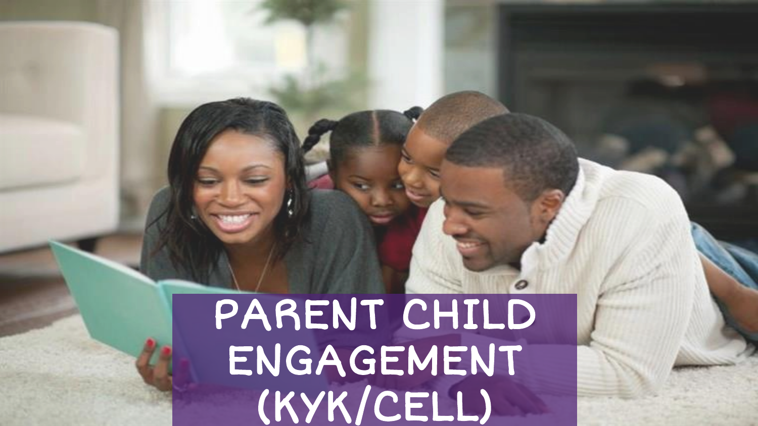# PARENT CHILD ENGAGEMENT (KYK/CELL)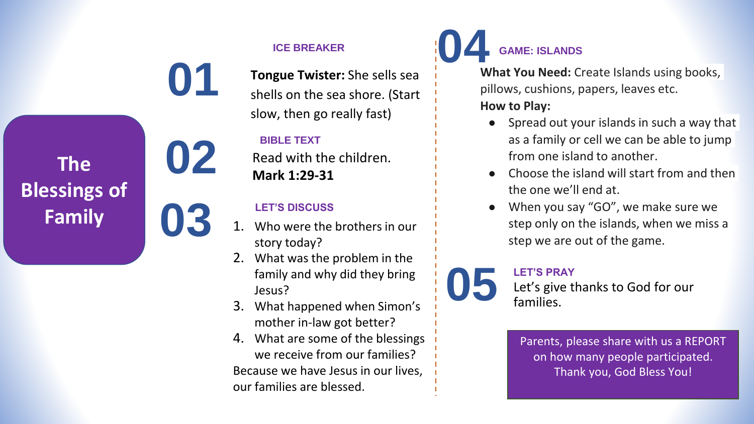# The Blessings of Family

## 01 ICE BREAKER

**Tongue Twister:** She sells sea shells on the sea shore. (Start slow, then go really fast)

## 02 BIBLE TEXT

Read with the children.
**Mark 1:29-31**

## 03 LET'S DISCUSS

1. Who were the brothers in our story today?
2. What was the problem in the family and why did they bring Jesus?
3. What happened when Simon's mother in-law got better?
4. What are some of the blessings we receive from our families?

Because we have Jesus in our lives, our families are blessed.

## 04 GAME: ISLANDS

**What You Need:** Create Islands using books, pillows, cushions, papers, leaves etc.
**How to Play:**

- Spread out your islands in such a way that as a family or cell we can be able to jump from one island to another.
- Choose the island will start from and then the one we'll end at.
- When you say "GO", we make sure we step only on the islands, when we miss a step we are out of the game.

## 05 LET'S PRAY

Let's give thanks to God for our families.

Parents, please share with us a REPORT on how many people participated. Thank you, God Bless You!